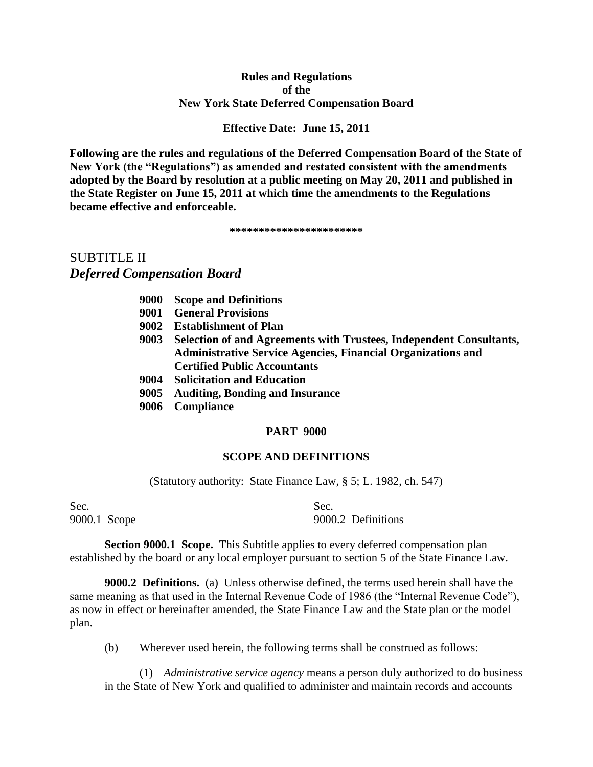**Rules and Regulations**
**of the**
**New York State Deferred Compensation Board**

**Effective Date: June 15, 2011**

**Following are the rules and regulations of the Deferred Compensation Board of the State of New York (the "Regulations") as amended and restated consistent with the amendments adopted by the Board by resolution at a public meeting on May 20, 2011 and published in the State Register on June 15, 2011 at which time the amendments to the Regulations became effective and enforceable.**

**\***\*\*\*\*\*\*\*\*\*\*\*\*\*\*\*\*\*\*\*\*\*\*

# SUBTITLE II
## *Deferred Compensation Board*

- **9000 Scope and Definitions**
- **9001 General Provisions**
- **9002 Establishment of Plan**
- **9003 Selection of and Agreements with Trustees, Independent Consultants, Administrative Service Agencies, Financial Organizations and Certified Public Accountants**
- **9004 Solicitation and Education**
- **9005 Auditing, Bonding and Insurance**
- **9006 Compliance**

### PART 9000

### SCOPE AND DEFINITIONS

(Statutory authority: State Finance Law, § 5; L. 1982, ch. 547)

| Sec. | Sec. |
|---|---|
| 9000.1 Scope | 9000.2 Definitions |

**Section 9000.1 Scope.** This Subtitle applies to every deferred compensation plan established by the board or any local employer pursuant to section 5 of the State Finance Law.

**9000.2 Definitions.** (a) Unless otherwise defined, the terms used herein shall have the same meaning as that used in the Internal Revenue Code of 1986 (the "Internal Revenue Code"), as now in effect or hereinafter amended, the State Finance Law and the State plan or the model plan.

(b) Wherever used herein, the following terms shall be construed as follows:

(1) *Administrative service agency* means a person duly authorized to do business in the State of New York and qualified to administer and maintain records and accounts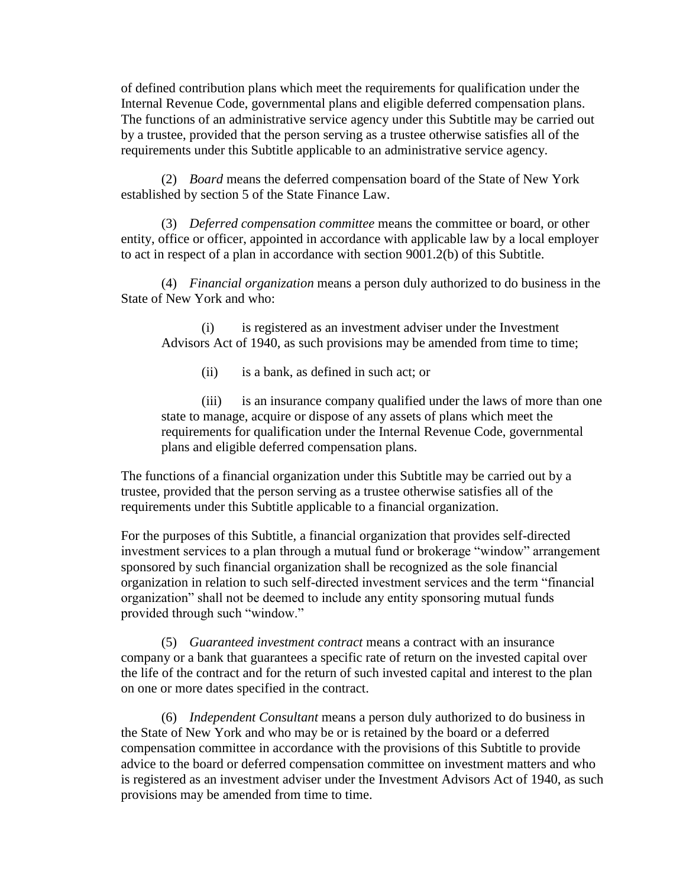of defined contribution plans which meet the requirements for qualification under the Internal Revenue Code, governmental plans and eligible deferred compensation plans. The functions of an administrative service agency under this Subtitle may be carried out by a trustee, provided that the person serving as a trustee otherwise satisfies all of the requirements under this Subtitle applicable to an administrative service agency.

(2) *Board* means the deferred compensation board of the State of New York established by section 5 of the State Finance Law.

(3) *Deferred compensation committee* means the committee or board, or other entity, office or officer, appointed in accordance with applicable law by a local employer to act in respect of a plan in accordance with section 9001.2(b) of this Subtitle.

(4) *Financial organization* means a person duly authorized to do business in the State of New York and who:

(i) is registered as an investment adviser under the Investment Advisors Act of 1940, as such provisions may be amended from time to time;

(ii) is a bank, as defined in such act; or

(iii) is an insurance company qualified under the laws of more than one state to manage, acquire or dispose of any assets of plans which meet the requirements for qualification under the Internal Revenue Code, governmental plans and eligible deferred compensation plans.

The functions of a financial organization under this Subtitle may be carried out by a trustee, provided that the person serving as a trustee otherwise satisfies all of the requirements under this Subtitle applicable to a financial organization.

For the purposes of this Subtitle, a financial organization that provides self-directed investment services to a plan through a mutual fund or brokerage "window" arrangement sponsored by such financial organization shall be recognized as the sole financial organization in relation to such self-directed investment services and the term "financial organization" shall not be deemed to include any entity sponsoring mutual funds provided through such "window."

(5) *Guaranteed investment contract* means a contract with an insurance company or a bank that guarantees a specific rate of return on the invested capital over the life of the contract and for the return of such invested capital and interest to the plan on one or more dates specified in the contract.

(6) *Independent Consultant* means a person duly authorized to do business in the State of New York and who may be or is retained by the board or a deferred compensation committee in accordance with the provisions of this Subtitle to provide advice to the board or deferred compensation committee on investment matters and who is registered as an investment adviser under the Investment Advisors Act of 1940, as such provisions may be amended from time to time.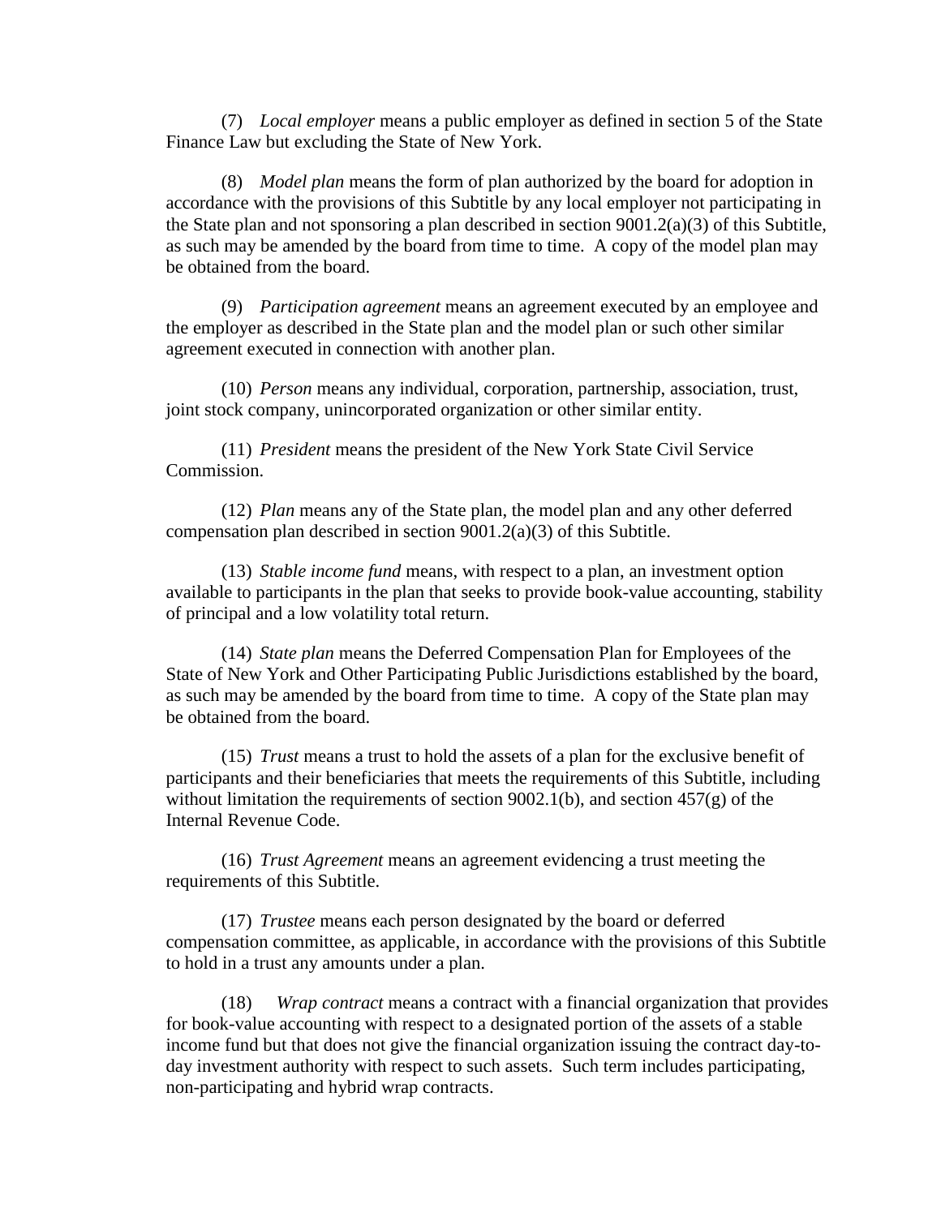(7) *Local employer* means a public employer as defined in section 5 of the State Finance Law but excluding the State of New York.

(8) *Model plan* means the form of plan authorized by the board for adoption in accordance with the provisions of this Subtitle by any local employer not participating in the State plan and not sponsoring a plan described in section 9001.2(a)(3) of this Subtitle, as such may be amended by the board from time to time. A copy of the model plan may be obtained from the board.

(9) *Participation agreement* means an agreement executed by an employee and the employer as described in the State plan and the model plan or such other similar agreement executed in connection with another plan.

(10) *Person* means any individual, corporation, partnership, association, trust, joint stock company, unincorporated organization or other similar entity.

(11) *President* means the president of the New York State Civil Service Commission.

(12) *Plan* means any of the State plan, the model plan and any other deferred compensation plan described in section 9001.2(a)(3) of this Subtitle.

(13) *Stable income fund* means, with respect to a plan, an investment option available to participants in the plan that seeks to provide book-value accounting, stability of principal and a low volatility total return.

(14) *State plan* means the Deferred Compensation Plan for Employees of the State of New York and Other Participating Public Jurisdictions established by the board, as such may be amended by the board from time to time. A copy of the State plan may be obtained from the board.

(15) *Trust* means a trust to hold the assets of a plan for the exclusive benefit of participants and their beneficiaries that meets the requirements of this Subtitle, including without limitation the requirements of section 9002.1(b), and section 457(g) of the Internal Revenue Code.

(16) *Trust Agreement* means an agreement evidencing a trust meeting the requirements of this Subtitle.

(17) *Trustee* means each person designated by the board or deferred compensation committee, as applicable, in accordance with the provisions of this Subtitle to hold in a trust any amounts under a plan.

(18) *Wrap contract* means a contract with a financial organization that provides for book-value accounting with respect to a designated portion of the assets of a stable income fund but that does not give the financial organization issuing the contract day-to-day investment authority with respect to such assets. Such term includes participating, non-participating and hybrid wrap contracts.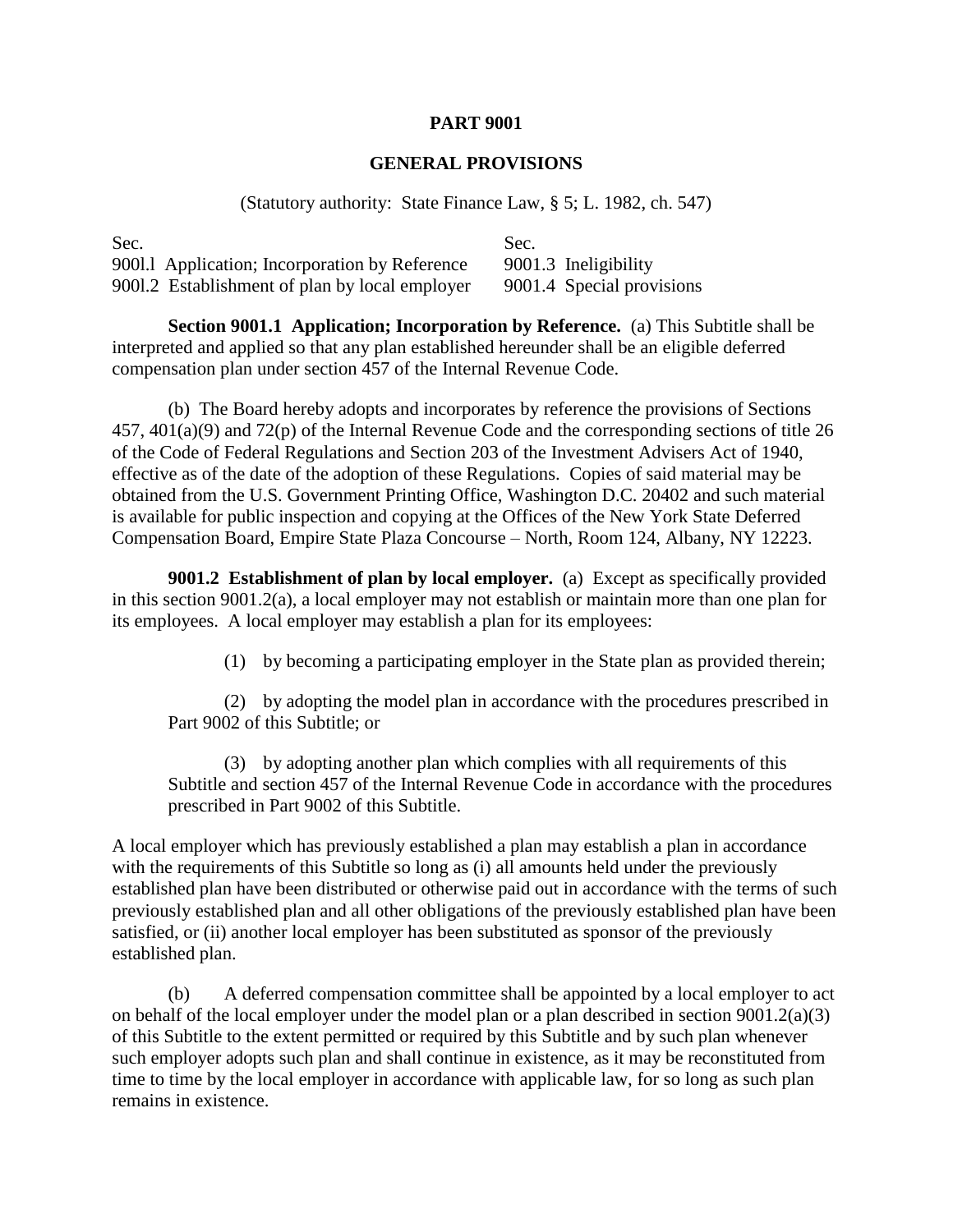# PART 9001

## GENERAL PROVISIONS

(Statutory authority: State Finance Law, § 5; L. 1982, ch. 547)

| Sec. | Sec. |
|---|---|
| 900l.l Application; Incorporation by Reference | 9001.3 Ineligibility |
| 900l.2 Establishment of plan by local employer | 9001.4 Special provisions |

**Section 9001.1 Application; Incorporation by Reference.** (a) This Subtitle shall be interpreted and applied so that any plan established hereunder shall be an eligible deferred compensation plan under section 457 of the Internal Revenue Code.

(b) The Board hereby adopts and incorporates by reference the provisions of Sections 457, 401(a)(9) and 72(p) of the Internal Revenue Code and the corresponding sections of title 26 of the Code of Federal Regulations and Section 203 of the Investment Advisers Act of 1940, effective as of the date of the adoption of these Regulations. Copies of said material may be obtained from the U.S. Government Printing Office, Washington D.C. 20402 and such material is available for public inspection and copying at the Offices of the New York State Deferred Compensation Board, Empire State Plaza Concourse – North, Room 124, Albany, NY 12223.

**9001.2 Establishment of plan by local employer.** (a) Except as specifically provided in this section 9001.2(a), a local employer may not establish or maintain more than one plan for its employees. A local employer may establish a plan for its employees:

(1) by becoming a participating employer in the State plan as provided therein;

(2) by adopting the model plan in accordance with the procedures prescribed in Part 9002 of this Subtitle; or

(3) by adopting another plan which complies with all requirements of this Subtitle and section 457 of the Internal Revenue Code in accordance with the procedures prescribed in Part 9002 of this Subtitle.

A local employer which has previously established a plan may establish a plan in accordance with the requirements of this Subtitle so long as (i) all amounts held under the previously established plan have been distributed or otherwise paid out in accordance with the terms of such previously established plan and all other obligations of the previously established plan have been satisfied, or (ii) another local employer has been substituted as sponsor of the previously established plan.

(b) A deferred compensation committee shall be appointed by a local employer to act on behalf of the local employer under the model plan or a plan described in section 9001.2(a)(3) of this Subtitle to the extent permitted or required by this Subtitle and by such plan whenever such employer adopts such plan and shall continue in existence, as it may be reconstituted from time to time by the local employer in accordance with applicable law, for so long as such plan remains in existence.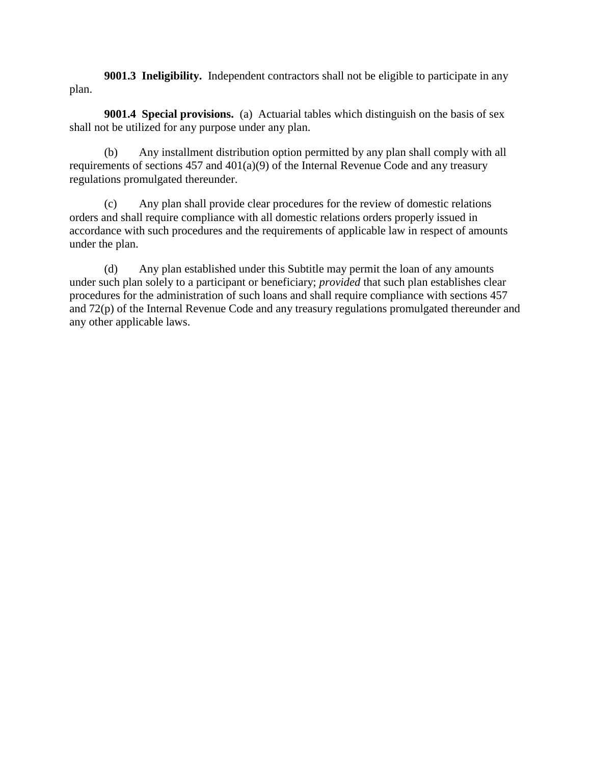**9001.3 Ineligibility.** Independent contractors shall not be eligible to participate in any plan.

**9001.4 Special provisions.** (a) Actuarial tables which distinguish on the basis of sex shall not be utilized for any purpose under any plan.

(b) Any installment distribution option permitted by any plan shall comply with all requirements of sections 457 and 401(a)(9) of the Internal Revenue Code and any treasury regulations promulgated thereunder.

(c) Any plan shall provide clear procedures for the review of domestic relations orders and shall require compliance with all domestic relations orders properly issued in accordance with such procedures and the requirements of applicable law in respect of amounts under the plan.

(d) Any plan established under this Subtitle may permit the loan of any amounts under such plan solely to a participant or beneficiary; *provided* that such plan establishes clear procedures for the administration of such loans and shall require compliance with sections 457 and 72(p) of the Internal Revenue Code and any treasury regulations promulgated thereunder and any other applicable laws.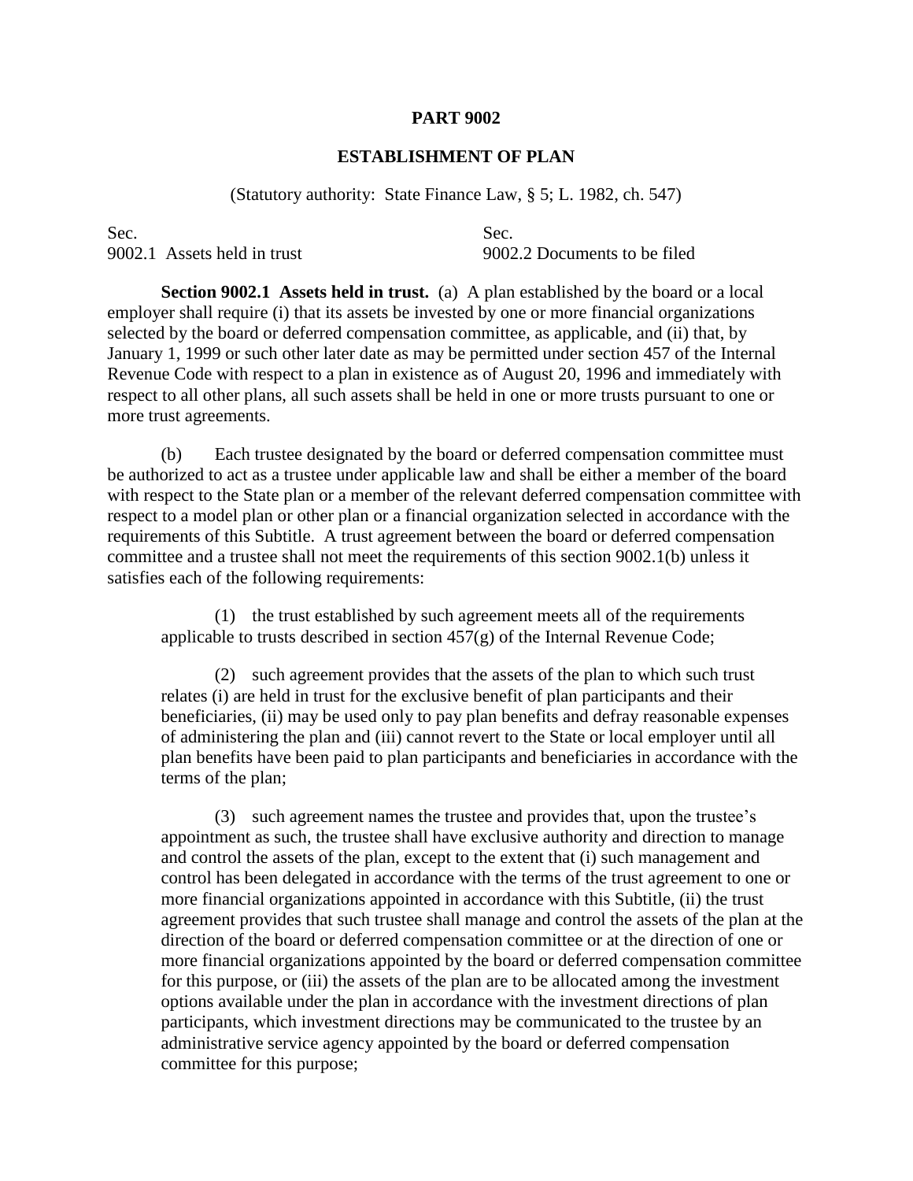## PART 9002

## ESTABLISHMENT OF PLAN

(Statutory authority: State Finance Law, § 5; L. 1982, ch. 547)

| Sec. | Sec. |
|---|---|
| 9002.1 Assets held in trust | 9002.2 Documents to be filed |

**Section 9002.1 Assets held in trust.** (a) A plan established by the board or a local employer shall require (i) that its assets be invested by one or more financial organizations selected by the board or deferred compensation committee, as applicable, and (ii) that, by January 1, 1999 or such other later date as may be permitted under section 457 of the Internal Revenue Code with respect to a plan in existence as of August 20, 1996 and immediately with respect to all other plans, all such assets shall be held in one or more trusts pursuant to one or more trust agreements.

(b) Each trustee designated by the board or deferred compensation committee must be authorized to act as a trustee under applicable law and shall be either a member of the board with respect to the State plan or a member of the relevant deferred compensation committee with respect to a model plan or other plan or a financial organization selected in accordance with the requirements of this Subtitle. A trust agreement between the board or deferred compensation committee and a trustee shall not meet the requirements of this section 9002.1(b) unless it satisfies each of the following requirements:

(1) the trust established by such agreement meets all of the requirements applicable to trusts described in section 457(g) of the Internal Revenue Code;

(2) such agreement provides that the assets of the plan to which such trust relates (i) are held in trust for the exclusive benefit of plan participants and their beneficiaries, (ii) may be used only to pay plan benefits and defray reasonable expenses of administering the plan and (iii) cannot revert to the State or local employer until all plan benefits have been paid to plan participants and beneficiaries in accordance with the terms of the plan;

(3) such agreement names the trustee and provides that, upon the trustee's appointment as such, the trustee shall have exclusive authority and direction to manage and control the assets of the plan, except to the extent that (i) such management and control has been delegated in accordance with the terms of the trust agreement to one or more financial organizations appointed in accordance with this Subtitle, (ii) the trust agreement provides that such trustee shall manage and control the assets of the plan at the direction of the board or deferred compensation committee or at the direction of one or more financial organizations appointed by the board or deferred compensation committee for this purpose, or (iii) the assets of the plan are to be allocated among the investment options available under the plan in accordance with the investment directions of plan participants, which investment directions may be communicated to the trustee by an administrative service agency appointed by the board or deferred compensation committee for this purpose;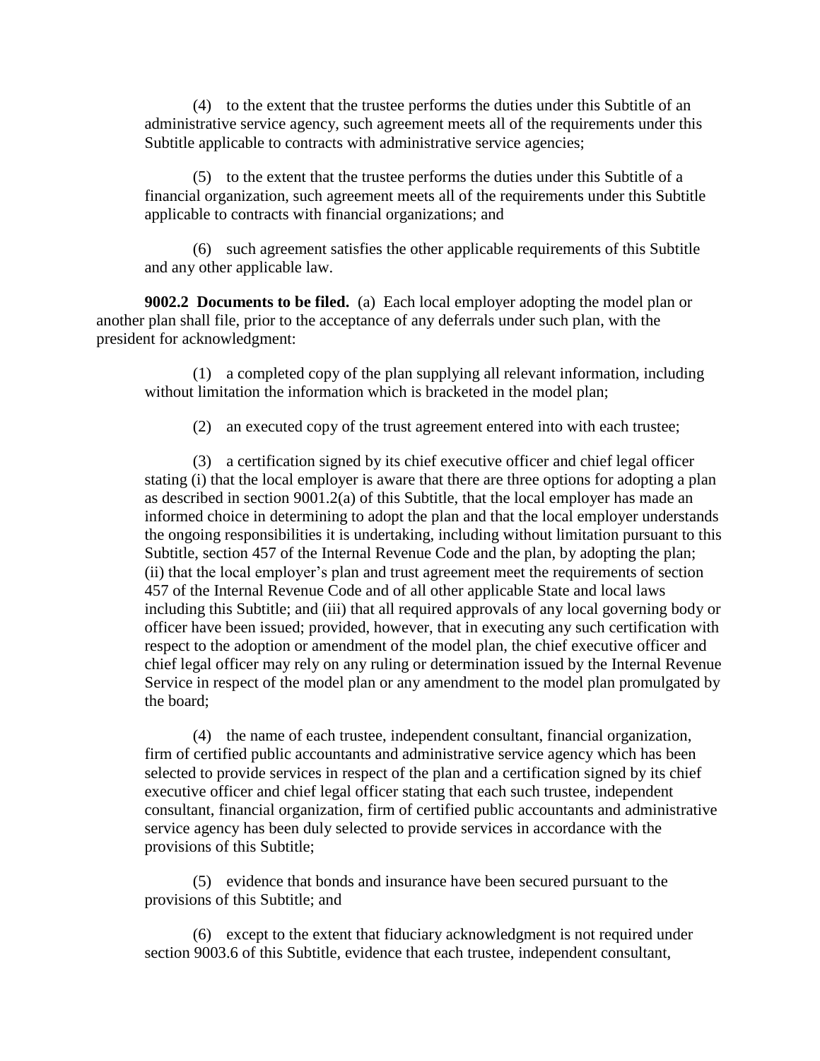(4) to the extent that the trustee performs the duties under this Subtitle of an administrative service agency, such agreement meets all of the requirements under this Subtitle applicable to contracts with administrative service agencies;

(5) to the extent that the trustee performs the duties under this Subtitle of a financial organization, such agreement meets all of the requirements under this Subtitle applicable to contracts with financial organizations; and

(6) such agreement satisfies the other applicable requirements of this Subtitle and any other applicable law.

**9002.2 Documents to be filed.** (a) Each local employer adopting the model plan or another plan shall file, prior to the acceptance of any deferrals under such plan, with the president for acknowledgment:

(1) a completed copy of the plan supplying all relevant information, including without limitation the information which is bracketed in the model plan;

(2) an executed copy of the trust agreement entered into with each trustee;

(3) a certification signed by its chief executive officer and chief legal officer stating (i) that the local employer is aware that there are three options for adopting a plan as described in section 9001.2(a) of this Subtitle, that the local employer has made an informed choice in determining to adopt the plan and that the local employer understands the ongoing responsibilities it is undertaking, including without limitation pursuant to this Subtitle, section 457 of the Internal Revenue Code and the plan, by adopting the plan; (ii) that the local employer's plan and trust agreement meet the requirements of section 457 of the Internal Revenue Code and of all other applicable State and local laws including this Subtitle; and (iii) that all required approvals of any local governing body or officer have been issued; provided, however, that in executing any such certification with respect to the adoption or amendment of the model plan, the chief executive officer and chief legal officer may rely on any ruling or determination issued by the Internal Revenue Service in respect of the model plan or any amendment to the model plan promulgated by the board;

(4) the name of each trustee, independent consultant, financial organization, firm of certified public accountants and administrative service agency which has been selected to provide services in respect of the plan and a certification signed by its chief executive officer and chief legal officer stating that each such trustee, independent consultant, financial organization, firm of certified public accountants and administrative service agency has been duly selected to provide services in accordance with the provisions of this Subtitle;

(5) evidence that bonds and insurance have been secured pursuant to the provisions of this Subtitle; and

(6) except to the extent that fiduciary acknowledgment is not required under section 9003.6 of this Subtitle, evidence that each trustee, independent consultant,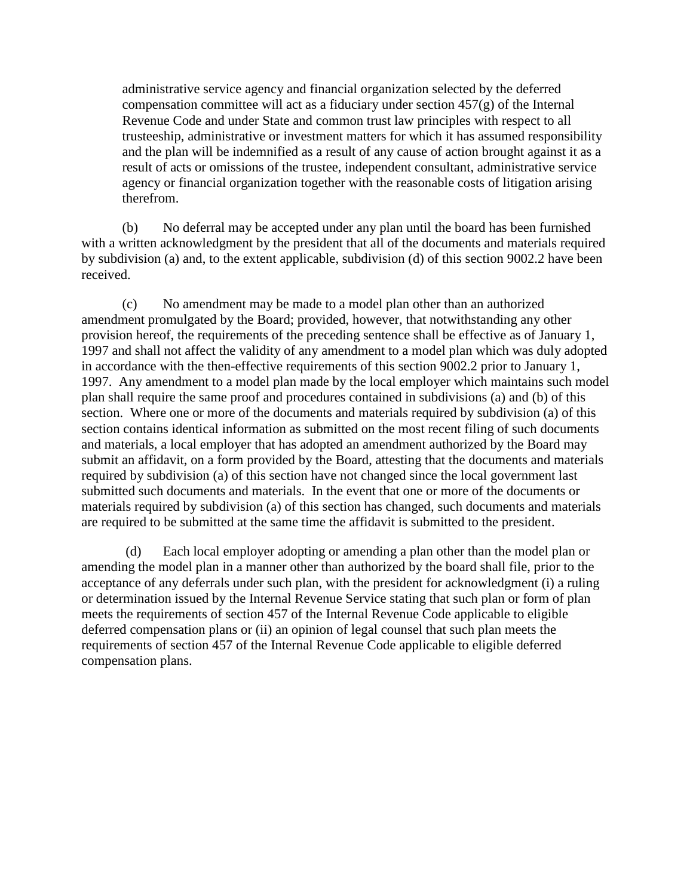administrative service agency and financial organization selected by the deferred compensation committee will act as a fiduciary under section 457(g) of the Internal Revenue Code and under State and common trust law principles with respect to all trusteeship, administrative or investment matters for which it has assumed responsibility and the plan will be indemnified as a result of any cause of action brought against it as a result of acts or omissions of the trustee, independent consultant, administrative service agency or financial organization together with the reasonable costs of litigation arising therefrom.

(b) No deferral may be accepted under any plan until the board has been furnished with a written acknowledgment by the president that all of the documents and materials required by subdivision (a) and, to the extent applicable, subdivision (d) of this section 9002.2 have been received.

(c) No amendment may be made to a model plan other than an authorized amendment promulgated by the Board; provided, however, that notwithstanding any other provision hereof, the requirements of the preceding sentence shall be effective as of January 1, 1997 and shall not affect the validity of any amendment to a model plan which was duly adopted in accordance with the then-effective requirements of this section 9002.2 prior to January 1, 1997. Any amendment to a model plan made by the local employer which maintains such model plan shall require the same proof and procedures contained in subdivisions (a) and (b) of this section. Where one or more of the documents and materials required by subdivision (a) of this section contains identical information as submitted on the most recent filing of such documents and materials, a local employer that has adopted an amendment authorized by the Board may submit an affidavit, on a form provided by the Board, attesting that the documents and materials required by subdivision (a) of this section have not changed since the local government last submitted such documents and materials. In the event that one or more of the documents or materials required by subdivision (a) of this section has changed, such documents and materials are required to be submitted at the same time the affidavit is submitted to the president.

(d) Each local employer adopting or amending a plan other than the model plan or amending the model plan in a manner other than authorized by the board shall file, prior to the acceptance of any deferrals under such plan, with the president for acknowledgment (i) a ruling or determination issued by the Internal Revenue Service stating that such plan or form of plan meets the requirements of section 457 of the Internal Revenue Code applicable to eligible deferred compensation plans or (ii) an opinion of legal counsel that such plan meets the requirements of section 457 of the Internal Revenue Code applicable to eligible deferred compensation plans.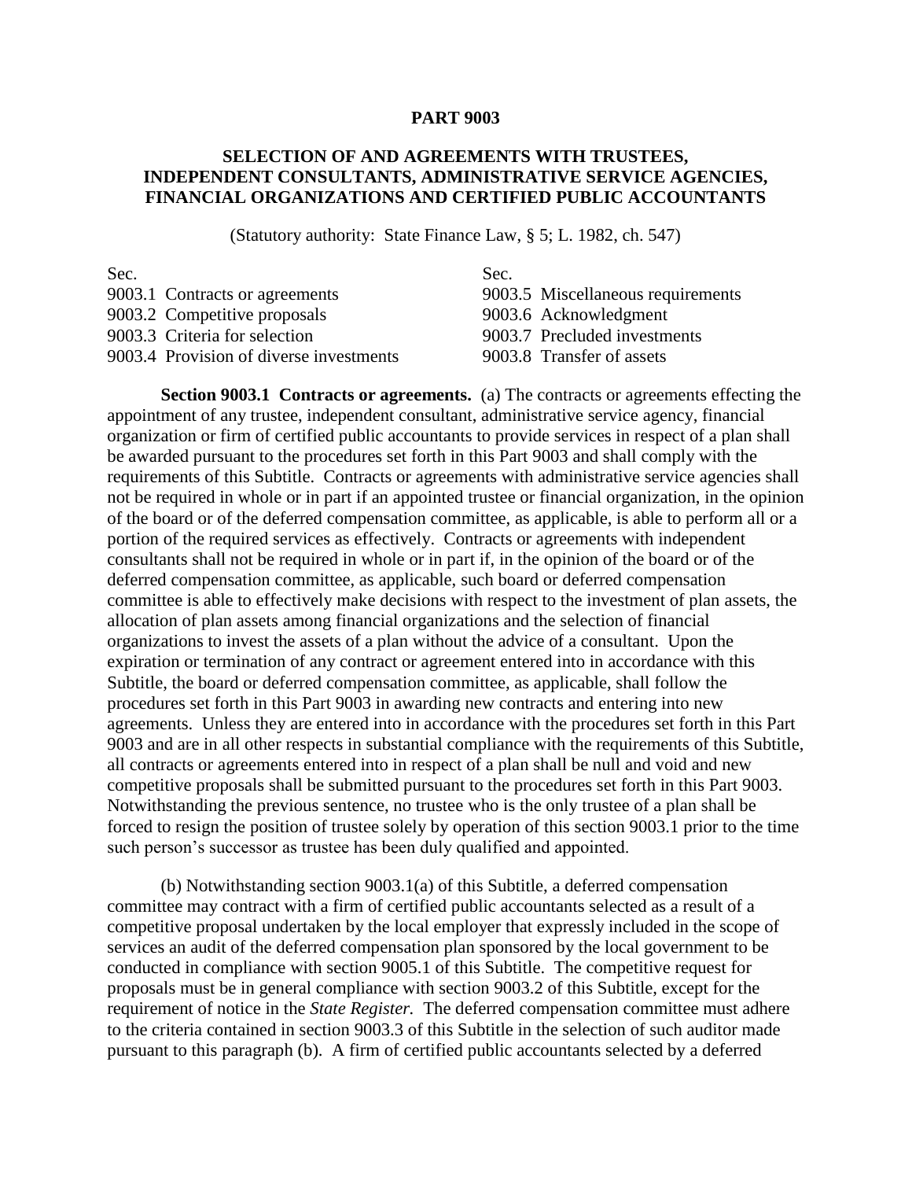## PART 9003

### SELECTION OF AND AGREEMENTS WITH TRUSTEES, INDEPENDENT CONSULTANTS, ADMINISTRATIVE SERVICE AGENCIES, FINANCIAL ORGANIZATIONS AND CERTIFIED PUBLIC ACCOUNTANTS

(Statutory authority: State Finance Law, § 5; L. 1982, ch. 547)

| Sec. | Sec. |
|---|---|
| 9003.1 Contracts or agreements | 9003.5 Miscellaneous requirements |
| 9003.2 Competitive proposals | 9003.6 Acknowledgment |
| 9003.3 Criteria for selection | 9003.7 Precluded investments |
| 9003.4 Provision of diverse investments | 9003.8 Transfer of assets |

**Section 9003.1 Contracts or agreements.** (a) The contracts or agreements effecting the appointment of any trustee, independent consultant, administrative service agency, financial organization or firm of certified public accountants to provide services in respect of a plan shall be awarded pursuant to the procedures set forth in this Part 9003 and shall comply with the requirements of this Subtitle. Contracts or agreements with administrative service agencies shall not be required in whole or in part if an appointed trustee or financial organization, in the opinion of the board or of the deferred compensation committee, as applicable, is able to perform all or a portion of the required services as effectively. Contracts or agreements with independent consultants shall not be required in whole or in part if, in the opinion of the board or of the deferred compensation committee, as applicable, such board or deferred compensation committee is able to effectively make decisions with respect to the investment of plan assets, the allocation of plan assets among financial organizations and the selection of financial organizations to invest the assets of a plan without the advice of a consultant. Upon the expiration or termination of any contract or agreement entered into in accordance with this Subtitle, the board or deferred compensation committee, as applicable, shall follow the procedures set forth in this Part 9003 in awarding new contracts and entering into new agreements. Unless they are entered into in accordance with the procedures set forth in this Part 9003 and are in all other respects in substantial compliance with the requirements of this Subtitle, all contracts or agreements entered into in respect of a plan shall be null and void and new competitive proposals shall be submitted pursuant to the procedures set forth in this Part 9003. Notwithstanding the previous sentence, no trustee who is the only trustee of a plan shall be forced to resign the position of trustee solely by operation of this section 9003.1 prior to the time such person's successor as trustee has been duly qualified and appointed.

(b) Notwithstanding section 9003.1(a) of this Subtitle, a deferred compensation committee may contract with a firm of certified public accountants selected as a result of a competitive proposal undertaken by the local employer that expressly included in the scope of services an audit of the deferred compensation plan sponsored by the local government to be conducted in compliance with section 9005.1 of this Subtitle. The competitive request for proposals must be in general compliance with section 9003.2 of this Subtitle, except for the requirement of notice in the *State Register.* The deferred compensation committee must adhere to the criteria contained in section 9003.3 of this Subtitle in the selection of such auditor made pursuant to this paragraph (b). A firm of certified public accountants selected by a deferred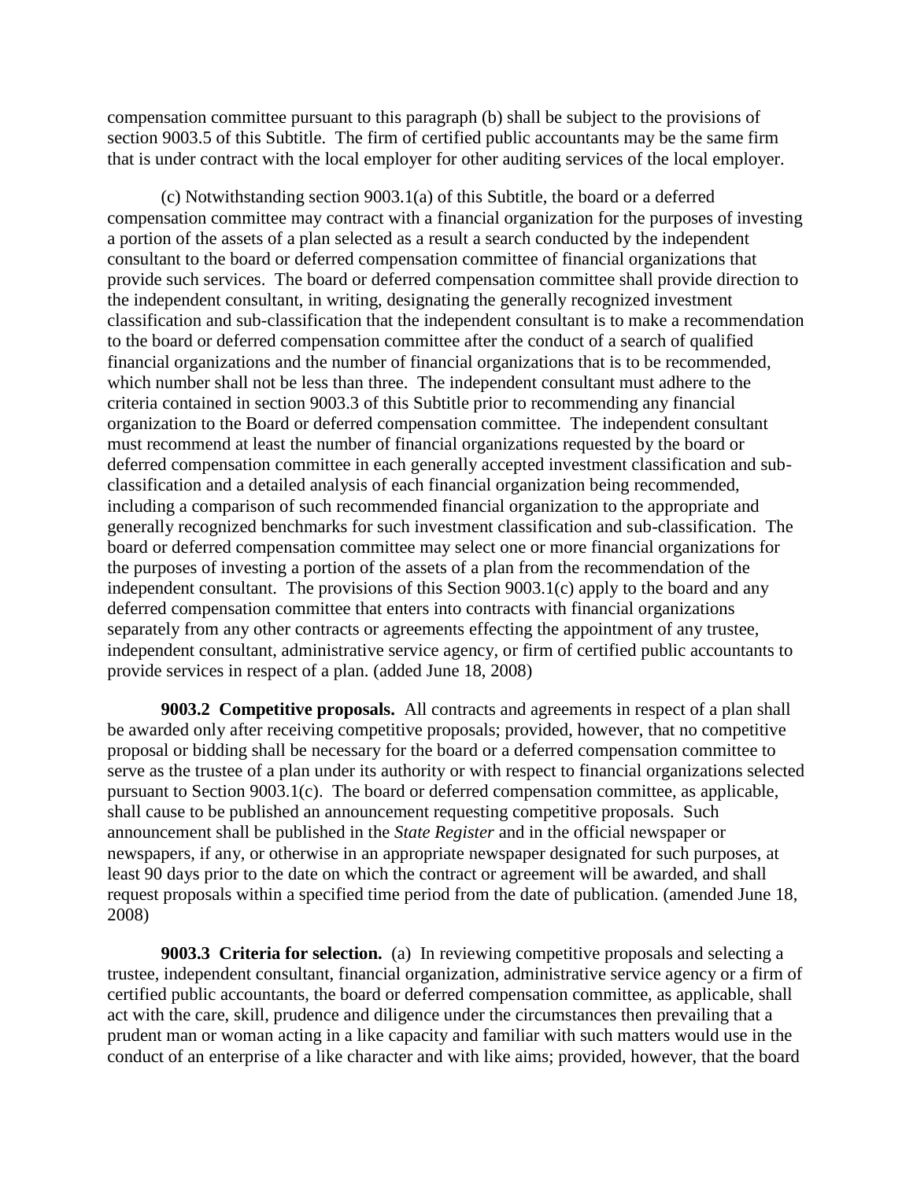compensation committee pursuant to this paragraph (b) shall be subject to the provisions of section 9003.5 of this Subtitle. The firm of certified public accountants may be the same firm that is under contract with the local employer for other auditing services of the local employer.

(c) Notwithstanding section 9003.1(a) of this Subtitle, the board or a deferred compensation committee may contract with a financial organization for the purposes of investing a portion of the assets of a plan selected as a result a search conducted by the independent consultant to the board or deferred compensation committee of financial organizations that provide such services. The board or deferred compensation committee shall provide direction to the independent consultant, in writing, designating the generally recognized investment classification and sub-classification that the independent consultant is to make a recommendation to the board or deferred compensation committee after the conduct of a search of qualified financial organizations and the number of financial organizations that is to be recommended, which number shall not be less than three. The independent consultant must adhere to the criteria contained in section 9003.3 of this Subtitle prior to recommending any financial organization to the Board or deferred compensation committee. The independent consultant must recommend at least the number of financial organizations requested by the board or deferred compensation committee in each generally accepted investment classification and sub-classification and a detailed analysis of each financial organization being recommended, including a comparison of such recommended financial organization to the appropriate and generally recognized benchmarks for such investment classification and sub-classification. The board or deferred compensation committee may select one or more financial organizations for the purposes of investing a portion of the assets of a plan from the recommendation of the independent consultant. The provisions of this Section 9003.1(c) apply to the board and any deferred compensation committee that enters into contracts with financial organizations separately from any other contracts or agreements effecting the appointment of any trustee, independent consultant, administrative service agency, or firm of certified public accountants to provide services in respect of a plan. (added June 18, 2008)

**9003.2 Competitive proposals.** All contracts and agreements in respect of a plan shall be awarded only after receiving competitive proposals; provided, however, that no competitive proposal or bidding shall be necessary for the board or a deferred compensation committee to serve as the trustee of a plan under its authority or with respect to financial organizations selected pursuant to Section 9003.1(c). The board or deferred compensation committee, as applicable, shall cause to be published an announcement requesting competitive proposals. Such announcement shall be published in the *State Register* and in the official newspaper or newspapers, if any, or otherwise in an appropriate newspaper designated for such purposes, at least 90 days prior to the date on which the contract or agreement will be awarded, and shall request proposals within a specified time period from the date of publication. (amended June 18, 2008)

**9003.3 Criteria for selection.** (a) In reviewing competitive proposals and selecting a trustee, independent consultant, financial organization, administrative service agency or a firm of certified public accountants, the board or deferred compensation committee, as applicable, shall act with the care, skill, prudence and diligence under the circumstances then prevailing that a prudent man or woman acting in a like capacity and familiar with such matters would use in the conduct of an enterprise of a like character and with like aims; provided, however, that the board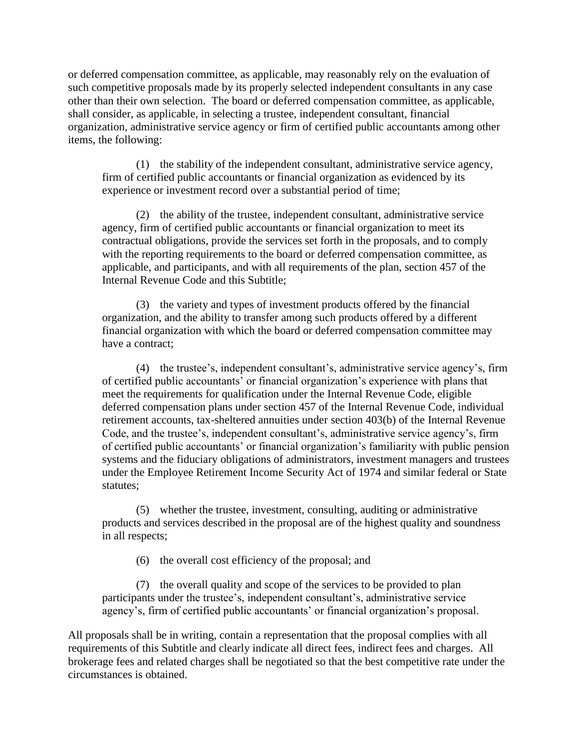or deferred compensation committee, as applicable, may reasonably rely on the evaluation of such competitive proposals made by its properly selected independent consultants in any case other than their own selection. The board or deferred compensation committee, as applicable, shall consider, as applicable, in selecting a trustee, independent consultant, financial organization, administrative service agency or firm of certified public accountants among other items, the following:

(1) the stability of the independent consultant, administrative service agency, firm of certified public accountants or financial organization as evidenced by its experience or investment record over a substantial period of time;

(2) the ability of the trustee, independent consultant, administrative service agency, firm of certified public accountants or financial organization to meet its contractual obligations, provide the services set forth in the proposals, and to comply with the reporting requirements to the board or deferred compensation committee, as applicable, and participants, and with all requirements of the plan, section 457 of the Internal Revenue Code and this Subtitle;

(3) the variety and types of investment products offered by the financial organization, and the ability to transfer among such products offered by a different financial organization with which the board or deferred compensation committee may have a contract;

(4) the trustee's, independent consultant's, administrative service agency's, firm of certified public accountants' or financial organization's experience with plans that meet the requirements for qualification under the Internal Revenue Code, eligible deferred compensation plans under section 457 of the Internal Revenue Code, individual retirement accounts, tax-sheltered annuities under section 403(b) of the Internal Revenue Code, and the trustee's, independent consultant's, administrative service agency's, firm of certified public accountants' or financial organization's familiarity with public pension systems and the fiduciary obligations of administrators, investment managers and trustees under the Employee Retirement Income Security Act of 1974 and similar federal or State statutes;

(5) whether the trustee, investment, consulting, auditing or administrative products and services described in the proposal are of the highest quality and soundness in all respects;

(6) the overall cost efficiency of the proposal; and

(7) the overall quality and scope of the services to be provided to plan participants under the trustee's, independent consultant's, administrative service agency's, firm of certified public accountants' or financial organization's proposal.

All proposals shall be in writing, contain a representation that the proposal complies with all requirements of this Subtitle and clearly indicate all direct fees, indirect fees and charges. All brokerage fees and related charges shall be negotiated so that the best competitive rate under the circumstances is obtained.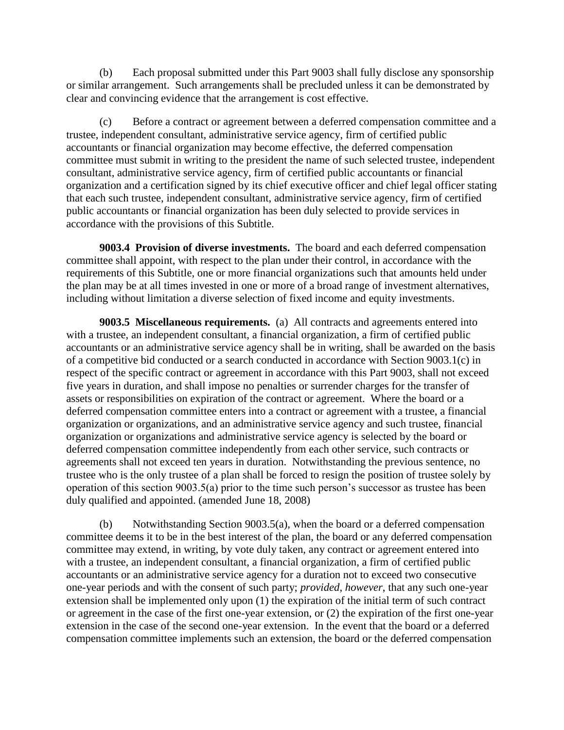(b) Each proposal submitted under this Part 9003 shall fully disclose any sponsorship or similar arrangement. Such arrangements shall be precluded unless it can be demonstrated by clear and convincing evidence that the arrangement is cost effective.

(c) Before a contract or agreement between a deferred compensation committee and a trustee, independent consultant, administrative service agency, firm of certified public accountants or financial organization may become effective, the deferred compensation committee must submit in writing to the president the name of such selected trustee, independent consultant, administrative service agency, firm of certified public accountants or financial organization and a certification signed by its chief executive officer and chief legal officer stating that each such trustee, independent consultant, administrative service agency, firm of certified public accountants or financial organization has been duly selected to provide services in accordance with the provisions of this Subtitle.

**9003.4 Provision of diverse investments.** The board and each deferred compensation committee shall appoint, with respect to the plan under their control, in accordance with the requirements of this Subtitle, one or more financial organizations such that amounts held under the plan may be at all times invested in one or more of a broad range of investment alternatives, including without limitation a diverse selection of fixed income and equity investments.

**9003.5 Miscellaneous requirements.** (a) All contracts and agreements entered into with a trustee, an independent consultant, a financial organization, a firm of certified public accountants or an administrative service agency shall be in writing, shall be awarded on the basis of a competitive bid conducted or a search conducted in accordance with Section 9003.1(c) in respect of the specific contract or agreement in accordance with this Part 9003, shall not exceed five years in duration, and shall impose no penalties or surrender charges for the transfer of assets or responsibilities on expiration of the contract or agreement. Where the board or a deferred compensation committee enters into a contract or agreement with a trustee, a financial organization or organizations, and an administrative service agency and such trustee, financial organization or organizations and administrative service agency is selected by the board or deferred compensation committee independently from each other service, such contracts or agreements shall not exceed ten years in duration. Notwithstanding the previous sentence, no trustee who is the only trustee of a plan shall be forced to resign the position of trustee solely by operation of this section 9003.5(a) prior to the time such person's successor as trustee has been duly qualified and appointed. (amended June 18, 2008)

(b) Notwithstanding Section 9003.5(a), when the board or a deferred compensation committee deems it to be in the best interest of the plan, the board or any deferred compensation committee may extend, in writing, by vote duly taken, any contract or agreement entered into with a trustee, an independent consultant, a financial organization, a firm of certified public accountants or an administrative service agency for a duration not to exceed two consecutive one-year periods and with the consent of such party; *provided*, *however*, that any such one-year extension shall be implemented only upon (1) the expiration of the initial term of such contract or agreement in the case of the first one-year extension, or (2) the expiration of the first one-year extension in the case of the second one-year extension. In the event that the board or a deferred compensation committee implements such an extension, the board or the deferred compensation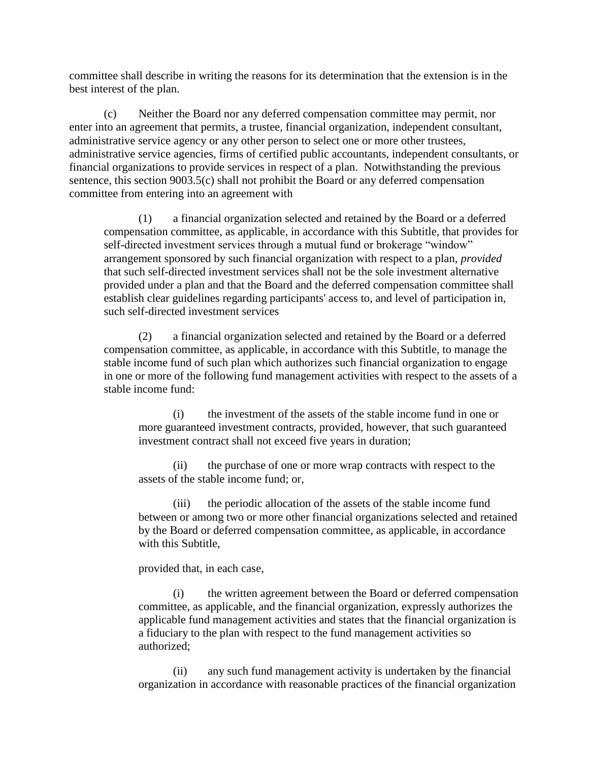committee shall describe in writing the reasons for its determination that the extension is in the best interest of the plan.

(c) Neither the Board nor any deferred compensation committee may permit, nor enter into an agreement that permits, a trustee, financial organization, independent consultant, administrative service agency or any other person to select one or more other trustees, administrative service agencies, firms of certified public accountants, independent consultants, or financial organizations to provide services in respect of a plan. Notwithstanding the previous sentence, this section 9003.5(c) shall not prohibit the Board or any deferred compensation committee from entering into an agreement with

(1) a financial organization selected and retained by the Board or a deferred compensation committee, as applicable, in accordance with this Subtitle, that provides for self-directed investment services through a mutual fund or brokerage "window" arrangement sponsored by such financial organization with respect to a plan, *provided* that such self-directed investment services shall not be the sole investment alternative provided under a plan and that the Board and the deferred compensation committee shall establish clear guidelines regarding participants' access to, and level of participation in, such self-directed investment services

(2) a financial organization selected and retained by the Board or a deferred compensation committee, as applicable, in accordance with this Subtitle, to manage the stable income fund of such plan which authorizes such financial organization to engage in one or more of the following fund management activities with respect to the assets of a stable income fund:

(i) the investment of the assets of the stable income fund in one or more guaranteed investment contracts, provided, however, that such guaranteed investment contract shall not exceed five years in duration;

(ii) the purchase of one or more wrap contracts with respect to the assets of the stable income fund; or,

(iii) the periodic allocation of the assets of the stable income fund between or among two or more other financial organizations selected and retained by the Board or deferred compensation committee, as applicable, in accordance with this Subtitle,

provided that, in each case,

(i) the written agreement between the Board or deferred compensation committee, as applicable, and the financial organization, expressly authorizes the applicable fund management activities and states that the financial organization is a fiduciary to the plan with respect to the fund management activities so authorized;

(ii) any such fund management activity is undertaken by the financial organization in accordance with reasonable practices of the financial organization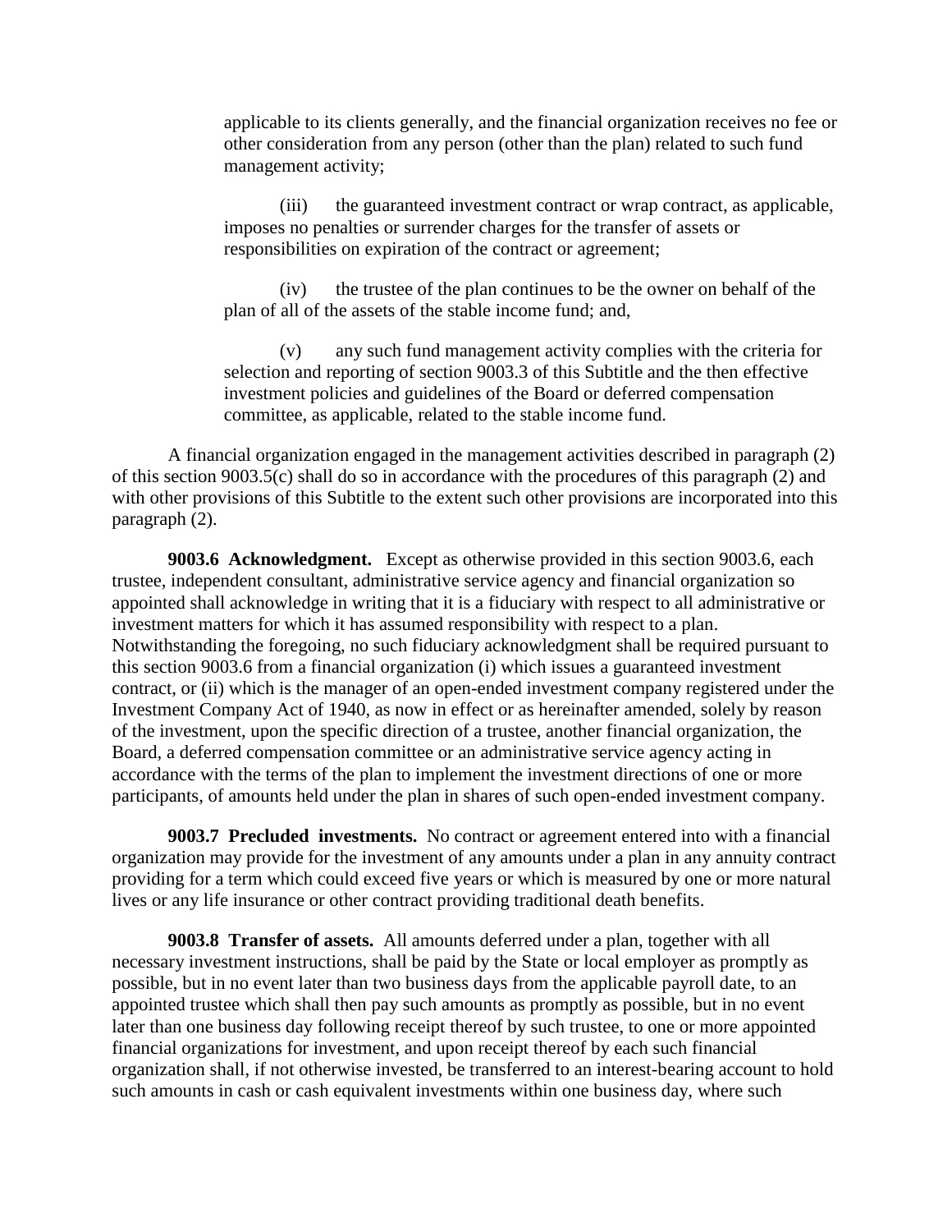applicable to its clients generally, and the financial organization receives no fee or other consideration from any person (other than the plan) related to such fund management activity;

(iii) the guaranteed investment contract or wrap contract, as applicable, imposes no penalties or surrender charges for the transfer of assets or responsibilities on expiration of the contract or agreement;

(iv) the trustee of the plan continues to be the owner on behalf of the plan of all of the assets of the stable income fund; and,

(v) any such fund management activity complies with the criteria for selection and reporting of section 9003.3 of this Subtitle and the then effective investment policies and guidelines of the Board or deferred compensation committee, as applicable, related to the stable income fund.

A financial organization engaged in the management activities described in paragraph (2) of this section 9003.5(c) shall do so in accordance with the procedures of this paragraph (2) and with other provisions of this Subtitle to the extent such other provisions are incorporated into this paragraph (2).

**9003.6 Acknowledgment.** Except as otherwise provided in this section 9003.6, each trustee, independent consultant, administrative service agency and financial organization so appointed shall acknowledge in writing that it is a fiduciary with respect to all administrative or investment matters for which it has assumed responsibility with respect to a plan. Notwithstanding the foregoing, no such fiduciary acknowledgment shall be required pursuant to this section 9003.6 from a financial organization (i) which issues a guaranteed investment contract, or (ii) which is the manager of an open-ended investment company registered under the Investment Company Act of 1940, as now in effect or as hereinafter amended, solely by reason of the investment, upon the specific direction of a trustee, another financial organization, the Board, a deferred compensation committee or an administrative service agency acting in accordance with the terms of the plan to implement the investment directions of one or more participants, of amounts held under the plan in shares of such open-ended investment company.

**9003.7 Precluded investments.** No contract or agreement entered into with a financial organization may provide for the investment of any amounts under a plan in any annuity contract providing for a term which could exceed five years or which is measured by one or more natural lives or any life insurance or other contract providing traditional death benefits.

**9003.8 Transfer of assets.** All amounts deferred under a plan, together with all necessary investment instructions, shall be paid by the State or local employer as promptly as possible, but in no event later than two business days from the applicable payroll date, to an appointed trustee which shall then pay such amounts as promptly as possible, but in no event later than one business day following receipt thereof by such trustee, to one or more appointed financial organizations for investment, and upon receipt thereof by each such financial organization shall, if not otherwise invested, be transferred to an interest-bearing account to hold such amounts in cash or cash equivalent investments within one business day, where such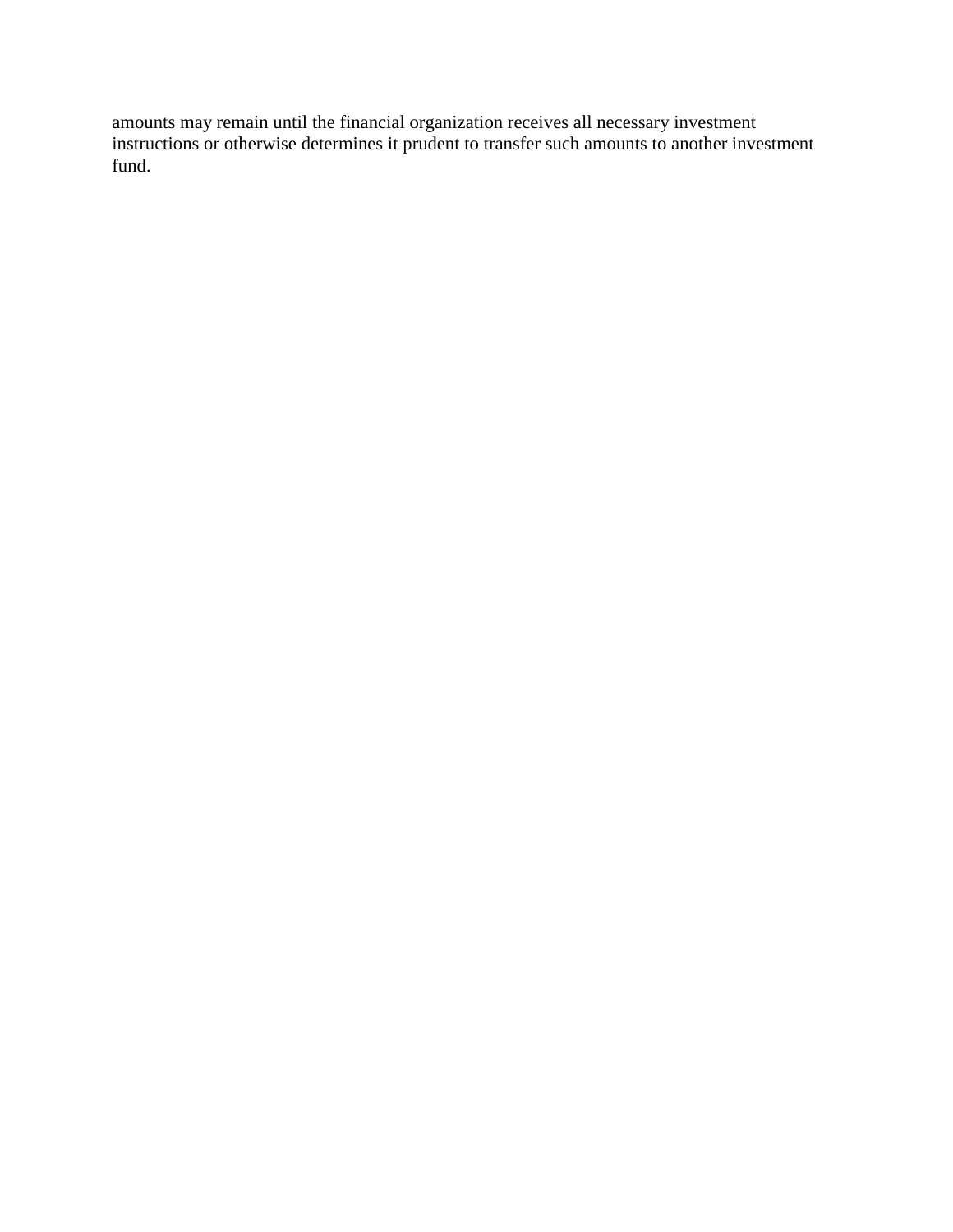amounts may remain until the financial organization receives all necessary investment instructions or otherwise determines it prudent to transfer such amounts to another investment fund.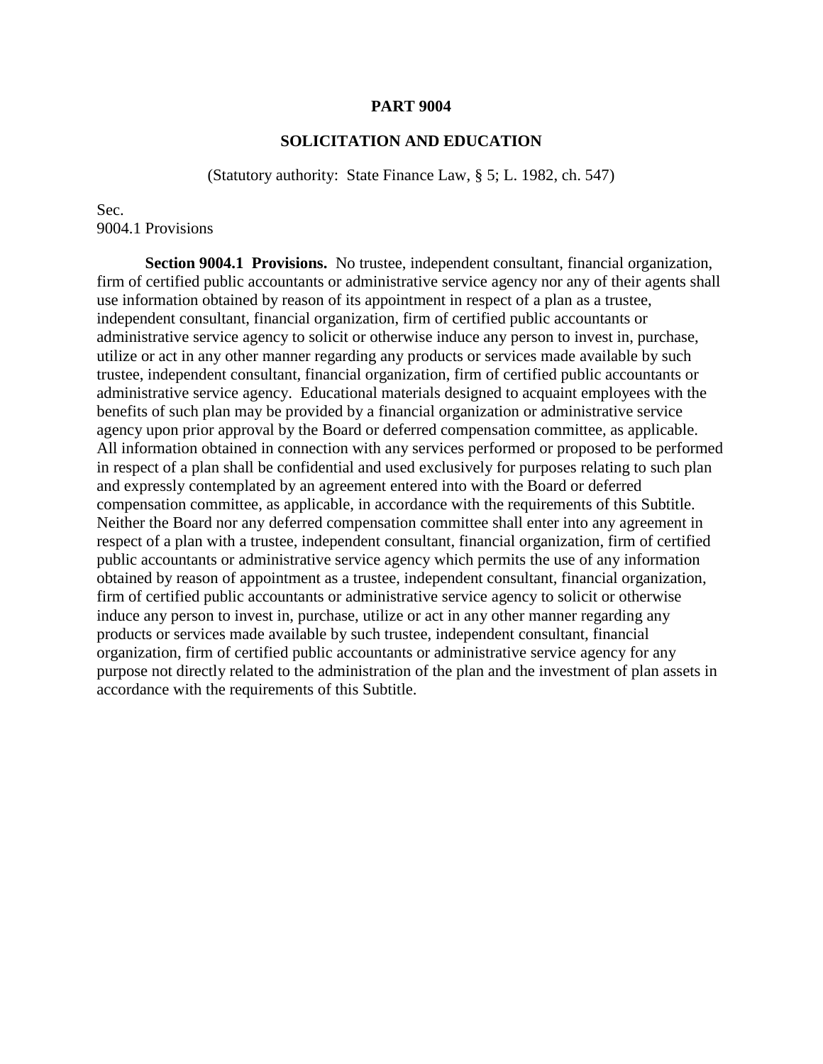# PART 9004

## SOLICITATION AND EDUCATION

(Statutory authority: State Finance Law, § 5; L. 1982, ch. 547)

Sec.
9004.1 Provisions

**Section 9004.1 Provisions.** No trustee, independent consultant, financial organization, firm of certified public accountants or administrative service agency nor any of their agents shall use information obtained by reason of its appointment in respect of a plan as a trustee, independent consultant, financial organization, firm of certified public accountants or administrative service agency to solicit or otherwise induce any person to invest in, purchase, utilize or act in any other manner regarding any products or services made available by such trustee, independent consultant, financial organization, firm of certified public accountants or administrative service agency. Educational materials designed to acquaint employees with the benefits of such plan may be provided by a financial organization or administrative service agency upon prior approval by the Board or deferred compensation committee, as applicable. All information obtained in connection with any services performed or proposed to be performed in respect of a plan shall be confidential and used exclusively for purposes relating to such plan and expressly contemplated by an agreement entered into with the Board or deferred compensation committee, as applicable, in accordance with the requirements of this Subtitle. Neither the Board nor any deferred compensation committee shall enter into any agreement in respect of a plan with a trustee, independent consultant, financial organization, firm of certified public accountants or administrative service agency which permits the use of any information obtained by reason of appointment as a trustee, independent consultant, financial organization, firm of certified public accountants or administrative service agency to solicit or otherwise induce any person to invest in, purchase, utilize or act in any other manner regarding any products or services made available by such trustee, independent consultant, financial organization, firm of certified public accountants or administrative service agency for any purpose not directly related to the administration of the plan and the investment of plan assets in accordance with the requirements of this Subtitle.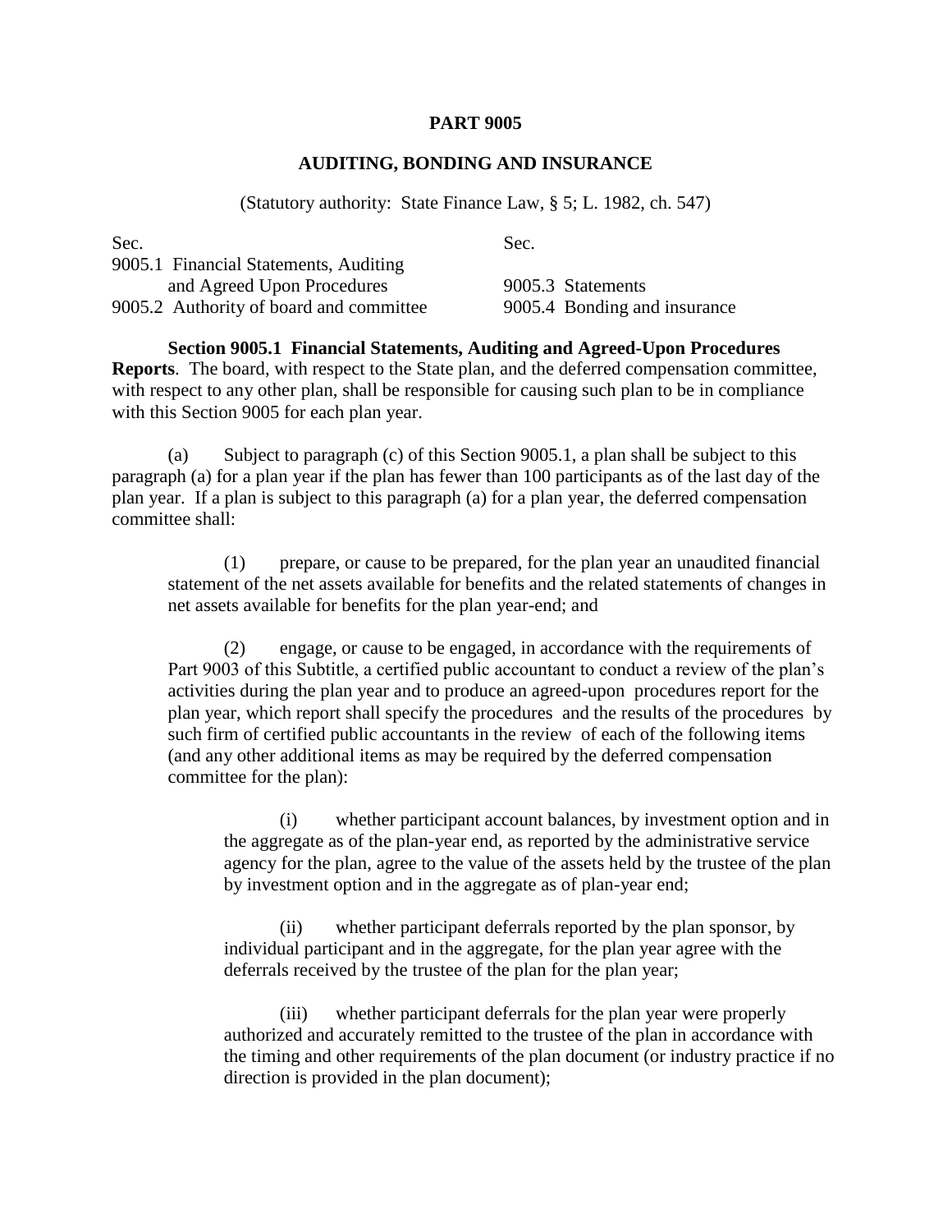**PART 9005**

**AUDITING, BONDING AND INSURANCE**

(Statutory authority: State Finance Law, § 5; L. 1982, ch. 547)

| Sec. | Sec. |
|---|---|
| 9005.1 Financial Statements, Auditing and Agreed Upon Procedures | 9005.3 Statements |
| 9005.2 Authority of board and committee | 9005.4 Bonding and insurance |

**Section 9005.1 Financial Statements, Auditing and Agreed-Upon Procedures Reports**. The board, with respect to the State plan, and the deferred compensation committee, with respect to any other plan, shall be responsible for causing such plan to be in compliance with this Section 9005 for each plan year.

(a) Subject to paragraph (c) of this Section 9005.1, a plan shall be subject to this paragraph (a) for a plan year if the plan has fewer than 100 participants as of the last day of the plan year. If a plan is subject to this paragraph (a) for a plan year, the deferred compensation committee shall:

(1) prepare, or cause to be prepared, for the plan year an unaudited financial statement of the net assets available for benefits and the related statements of changes in net assets available for benefits for the plan year-end; and

(2) engage, or cause to be engaged, in accordance with the requirements of Part 9003 of this Subtitle, a certified public accountant to conduct a review of the plan's activities during the plan year and to produce an agreed-upon procedures report for the plan year, which report shall specify the procedures and the results of the procedures by such firm of certified public accountants in the review of each of the following items (and any other additional items as may be required by the deferred compensation committee for the plan):

(i) whether participant account balances, by investment option and in the aggregate as of the plan-year end, as reported by the administrative service agency for the plan, agree to the value of the assets held by the trustee of the plan by investment option and in the aggregate as of plan-year end;

(ii) whether participant deferrals reported by the plan sponsor, by individual participant and in the aggregate, for the plan year agree with the deferrals received by the trustee of the plan for the plan year;

(iii) whether participant deferrals for the plan year were properly authorized and accurately remitted to the trustee of the plan in accordance with the timing and other requirements of the plan document (or industry practice if no direction is provided in the plan document);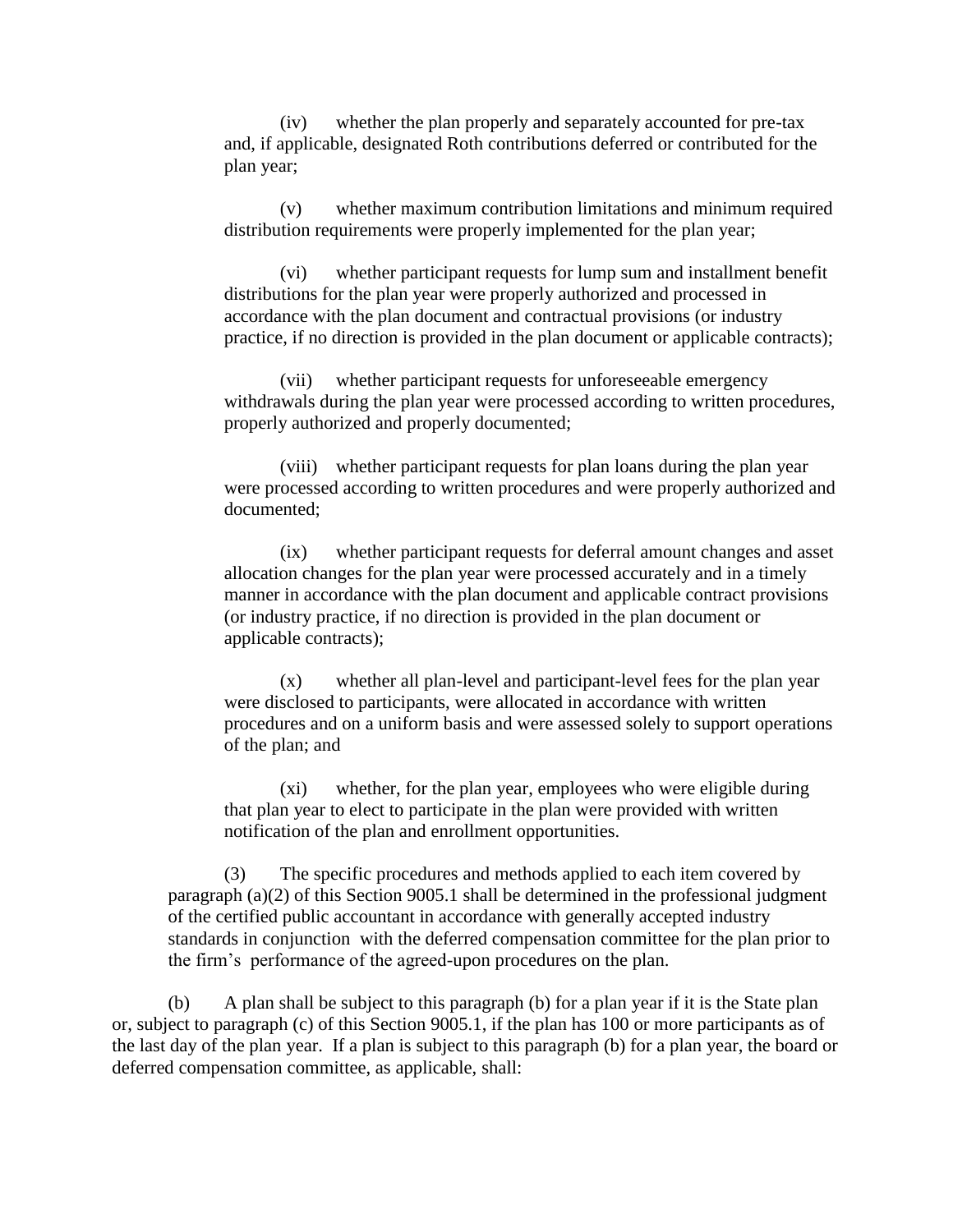(iv) whether the plan properly and separately accounted for pre-tax and, if applicable, designated Roth contributions deferred or contributed for the plan year;

(v) whether maximum contribution limitations and minimum required distribution requirements were properly implemented for the plan year;

(vi) whether participant requests for lump sum and installment benefit distributions for the plan year were properly authorized and processed in accordance with the plan document and contractual provisions (or industry practice, if no direction is provided in the plan document or applicable contracts);

(vii) whether participant requests for unforeseeable emergency withdrawals during the plan year were processed according to written procedures, properly authorized and properly documented;

(viii) whether participant requests for plan loans during the plan year were processed according to written procedures and were properly authorized and documented;

(ix) whether participant requests for deferral amount changes and asset allocation changes for the plan year were processed accurately and in a timely manner in accordance with the plan document and applicable contract provisions (or industry practice, if no direction is provided in the plan document or applicable contracts);

(x) whether all plan-level and participant-level fees for the plan year were disclosed to participants, were allocated in accordance with written procedures and on a uniform basis and were assessed solely to support operations of the plan; and

(xi) whether, for the plan year, employees who were eligible during that plan year to elect to participate in the plan were provided with written notification of the plan and enrollment opportunities.

(3) The specific procedures and methods applied to each item covered by paragraph (a)(2) of this Section 9005.1 shall be determined in the professional judgment of the certified public accountant in accordance with generally accepted industry standards in conjunction with the deferred compensation committee for the plan prior to the firm's performance of the agreed-upon procedures on the plan.

(b) A plan shall be subject to this paragraph (b) for a plan year if it is the State plan or, subject to paragraph (c) of this Section 9005.1, if the plan has 100 or more participants as of the last day of the plan year. If a plan is subject to this paragraph (b) for a plan year, the board or deferred compensation committee, as applicable, shall: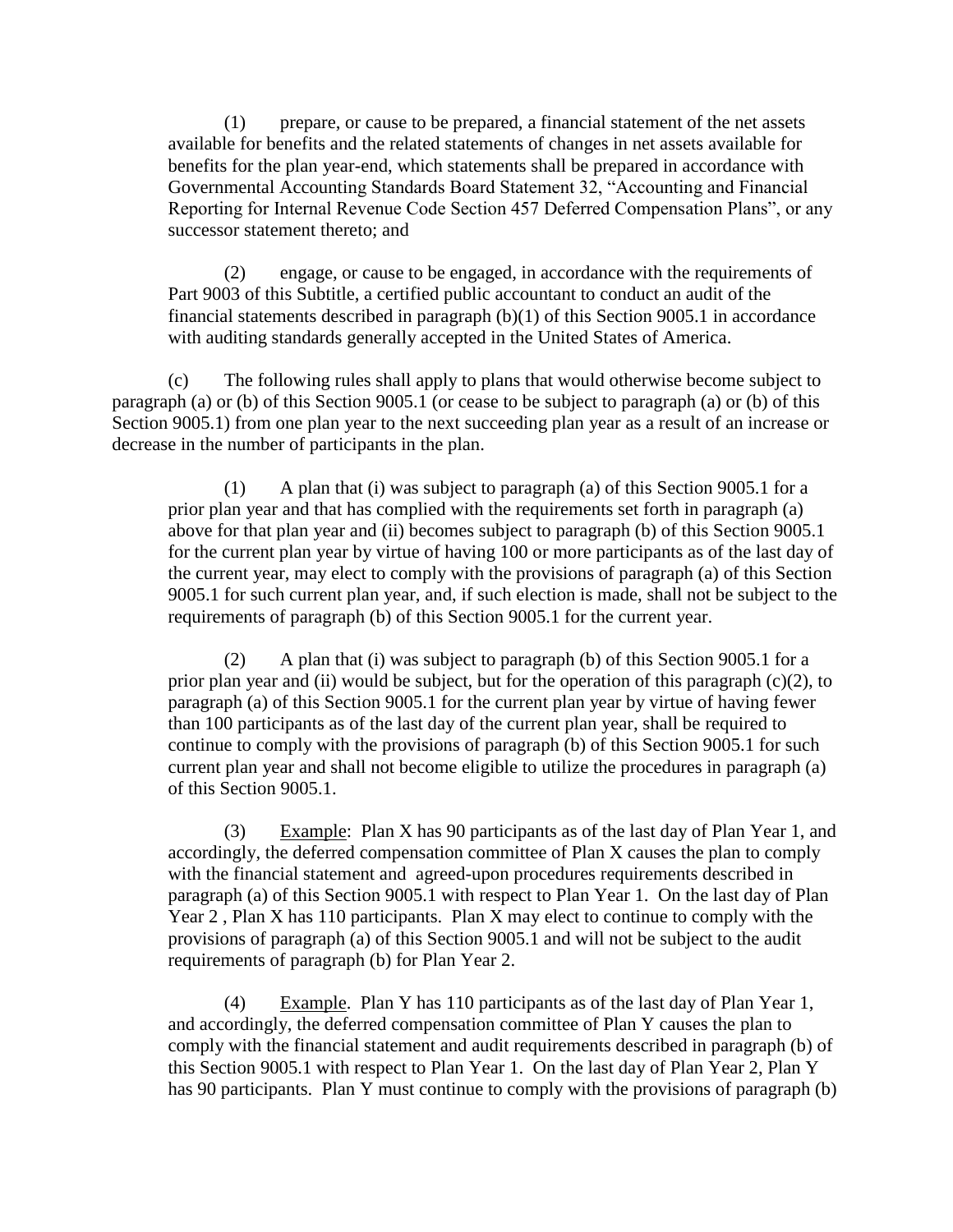(1) prepare, or cause to be prepared, a financial statement of the net assets available for benefits and the related statements of changes in net assets available for benefits for the plan year-end, which statements shall be prepared in accordance with Governmental Accounting Standards Board Statement 32, "Accounting and Financial Reporting for Internal Revenue Code Section 457 Deferred Compensation Plans", or any successor statement thereto; and

(2) engage, or cause to be engaged, in accordance with the requirements of Part 9003 of this Subtitle, a certified public accountant to conduct an audit of the financial statements described in paragraph (b)(1) of this Section 9005.1 in accordance with auditing standards generally accepted in the United States of America.

(c) The following rules shall apply to plans that would otherwise become subject to paragraph (a) or (b) of this Section 9005.1 (or cease to be subject to paragraph (a) or (b) of this Section 9005.1) from one plan year to the next succeeding plan year as a result of an increase or decrease in the number of participants in the plan.

(1) A plan that (i) was subject to paragraph (a) of this Section 9005.1 for a prior plan year and that has complied with the requirements set forth in paragraph (a) above for that plan year and (ii) becomes subject to paragraph (b) of this Section 9005.1 for the current plan year by virtue of having 100 or more participants as of the last day of the current year, may elect to comply with the provisions of paragraph (a) of this Section 9005.1 for such current plan year, and, if such election is made, shall not be subject to the requirements of paragraph (b) of this Section 9005.1 for the current year.

(2) A plan that (i) was subject to paragraph (b) of this Section 9005.1 for a prior plan year and (ii) would be subject, but for the operation of this paragraph (c)(2), to paragraph (a) of this Section 9005.1 for the current plan year by virtue of having fewer than 100 participants as of the last day of the current plan year, shall be required to continue to comply with the provisions of paragraph (b) of this Section 9005.1 for such current plan year and shall not become eligible to utilize the procedures in paragraph (a) of this Section 9005.1.

(3) Example: Plan X has 90 participants as of the last day of Plan Year 1, and accordingly, the deferred compensation committee of Plan X causes the plan to comply with the financial statement and agreed-upon procedures requirements described in paragraph (a) of this Section 9005.1 with respect to Plan Year 1. On the last day of Plan Year 2 , Plan X has 110 participants. Plan X may elect to continue to comply with the provisions of paragraph (a) of this Section 9005.1 and will not be subject to the audit requirements of paragraph (b) for Plan Year 2.

(4) Example. Plan Y has 110 participants as of the last day of Plan Year 1, and accordingly, the deferred compensation committee of Plan Y causes the plan to comply with the financial statement and audit requirements described in paragraph (b) of this Section 9005.1 with respect to Plan Year 1. On the last day of Plan Year 2, Plan Y has 90 participants. Plan Y must continue to comply with the provisions of paragraph (b)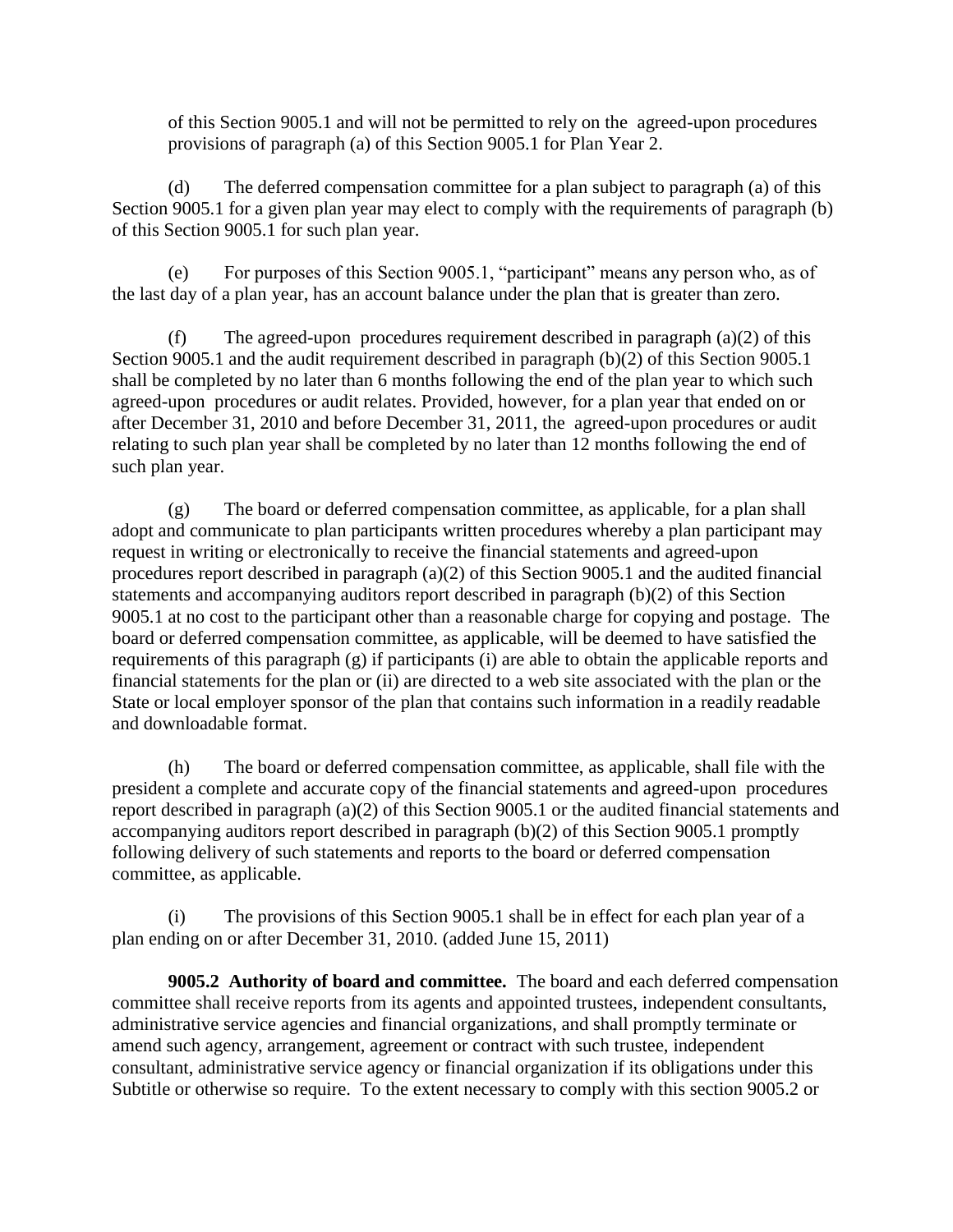of this Section 9005.1 and will not be permitted to rely on the agreed-upon procedures provisions of paragraph (a) of this Section 9005.1 for Plan Year 2.

(d) The deferred compensation committee for a plan subject to paragraph (a) of this Section 9005.1 for a given plan year may elect to comply with the requirements of paragraph (b) of this Section 9005.1 for such plan year.

(e) For purposes of this Section 9005.1, "participant" means any person who, as of the last day of a plan year, has an account balance under the plan that is greater than zero.

(f) The agreed-upon procedures requirement described in paragraph (a)(2) of this Section 9005.1 and the audit requirement described in paragraph (b)(2) of this Section 9005.1 shall be completed by no later than 6 months following the end of the plan year to which such agreed-upon procedures or audit relates. Provided, however, for a plan year that ended on or after December 31, 2010 and before December 31, 2011, the agreed-upon procedures or audit relating to such plan year shall be completed by no later than 12 months following the end of such plan year.

(g) The board or deferred compensation committee, as applicable, for a plan shall adopt and communicate to plan participants written procedures whereby a plan participant may request in writing or electronically to receive the financial statements and agreed-upon procedures report described in paragraph (a)(2) of this Section 9005.1 and the audited financial statements and accompanying auditors report described in paragraph (b)(2) of this Section 9005.1 at no cost to the participant other than a reasonable charge for copying and postage. The board or deferred compensation committee, as applicable, will be deemed to have satisfied the requirements of this paragraph (g) if participants (i) are able to obtain the applicable reports and financial statements for the plan or (ii) are directed to a web site associated with the plan or the State or local employer sponsor of the plan that contains such information in a readily readable and downloadable format.

(h) The board or deferred compensation committee, as applicable, shall file with the president a complete and accurate copy of the financial statements and agreed-upon procedures report described in paragraph (a)(2) of this Section 9005.1 or the audited financial statements and accompanying auditors report described in paragraph (b)(2) of this Section 9005.1 promptly following delivery of such statements and reports to the board or deferred compensation committee, as applicable.

(i) The provisions of this Section 9005.1 shall be in effect for each plan year of a plan ending on or after December 31, 2010. (added June 15, 2011)

**9005.2 Authority of board and committee.** The board and each deferred compensation committee shall receive reports from its agents and appointed trustees, independent consultants, administrative service agencies and financial organizations, and shall promptly terminate or amend such agency, arrangement, agreement or contract with such trustee, independent consultant, administrative service agency or financial organization if its obligations under this Subtitle or otherwise so require. To the extent necessary to comply with this section 9005.2 or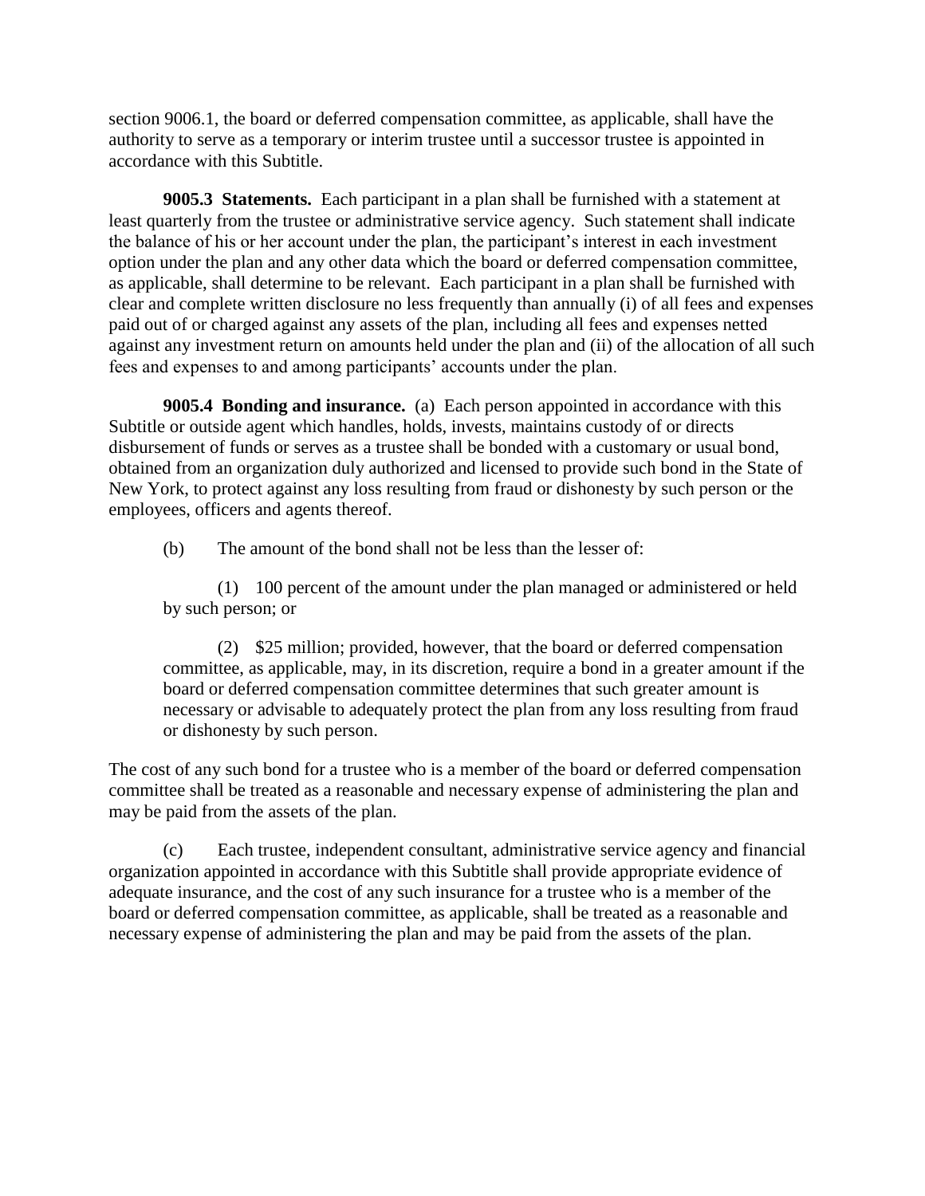section 9006.1, the board or deferred compensation committee, as applicable, shall have the authority to serve as a temporary or interim trustee until a successor trustee is appointed in accordance with this Subtitle.

**9005.3 Statements.** Each participant in a plan shall be furnished with a statement at least quarterly from the trustee or administrative service agency. Such statement shall indicate the balance of his or her account under the plan, the participant's interest in each investment option under the plan and any other data which the board or deferred compensation committee, as applicable, shall determine to be relevant. Each participant in a plan shall be furnished with clear and complete written disclosure no less frequently than annually (i) of all fees and expenses paid out of or charged against any assets of the plan, including all fees and expenses netted against any investment return on amounts held under the plan and (ii) of the allocation of all such fees and expenses to and among participants' accounts under the plan.

**9005.4 Bonding and insurance.** (a) Each person appointed in accordance with this Subtitle or outside agent which handles, holds, invests, maintains custody of or directs disbursement of funds or serves as a trustee shall be bonded with a customary or usual bond, obtained from an organization duly authorized and licensed to provide such bond in the State of New York, to protect against any loss resulting from fraud or dishonesty by such person or the employees, officers and agents thereof.

(b) The amount of the bond shall not be less than the lesser of:

(1) 100 percent of the amount under the plan managed or administered or held by such person; or

(2) $25 million; provided, however, that the board or deferred compensation committee, as applicable, may, in its discretion, require a bond in a greater amount if the board or deferred compensation committee determines that such greater amount is necessary or advisable to adequately protect the plan from any loss resulting from fraud or dishonesty by such person.

The cost of any such bond for a trustee who is a member of the board or deferred compensation committee shall be treated as a reasonable and necessary expense of administering the plan and may be paid from the assets of the plan.

(c) Each trustee, independent consultant, administrative service agency and financial organization appointed in accordance with this Subtitle shall provide appropriate evidence of adequate insurance, and the cost of any such insurance for a trustee who is a member of the board or deferred compensation committee, as applicable, shall be treated as a reasonable and necessary expense of administering the plan and may be paid from the assets of the plan.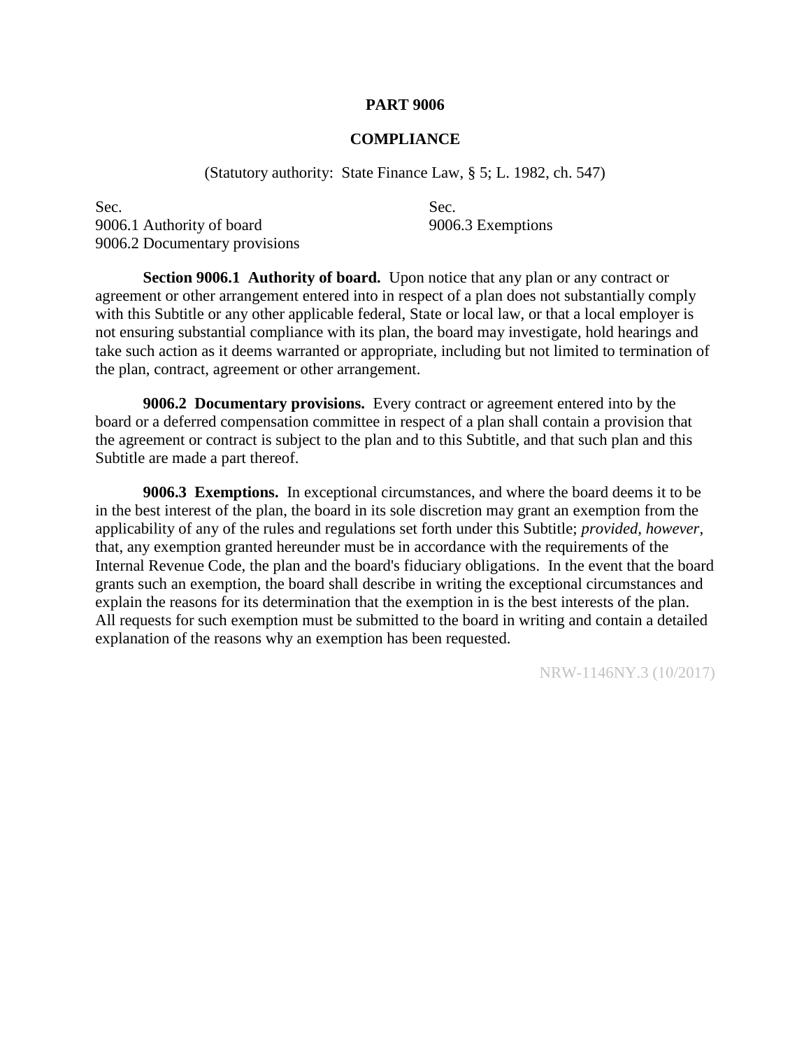# PART 9006

## COMPLIANCE

(Statutory authority: State Finance Law, § 5; L. 1982, ch. 547)

Sec.
9006.1 Authority of board
9006.2 Documentary provisions
9006.3 Exemptions

**Section 9006.1 Authority of board.** Upon notice that any plan or any contract or agreement or other arrangement entered into in respect of a plan does not substantially comply with this Subtitle or any other applicable federal, State or local law, or that a local employer is not ensuring substantial compliance with its plan, the board may investigate, hold hearings and take such action as it deems warranted or appropriate, including but not limited to termination of the plan, contract, agreement or other arrangement.

**9006.2 Documentary provisions.** Every contract or agreement entered into by the board or a deferred compensation committee in respect of a plan shall contain a provision that the agreement or contract is subject to the plan and to this Subtitle, and that such plan and this Subtitle are made a part thereof.

**9006.3 Exemptions.** In exceptional circumstances, and where the board deems it to be in the best interest of the plan, the board in its sole discretion may grant an exemption from the applicability of any of the rules and regulations set forth under this Subtitle; *provided, however,* that, any exemption granted hereunder must be in accordance with the requirements of the Internal Revenue Code, the plan and the board's fiduciary obligations. In the event that the board grants such an exemption, the board shall describe in writing the exceptional circumstances and explain the reasons for its determination that the exemption in is the best interests of the plan. All requests for such exemption must be submitted to the board in writing and contain a detailed explanation of the reasons why an exemption has been requested.